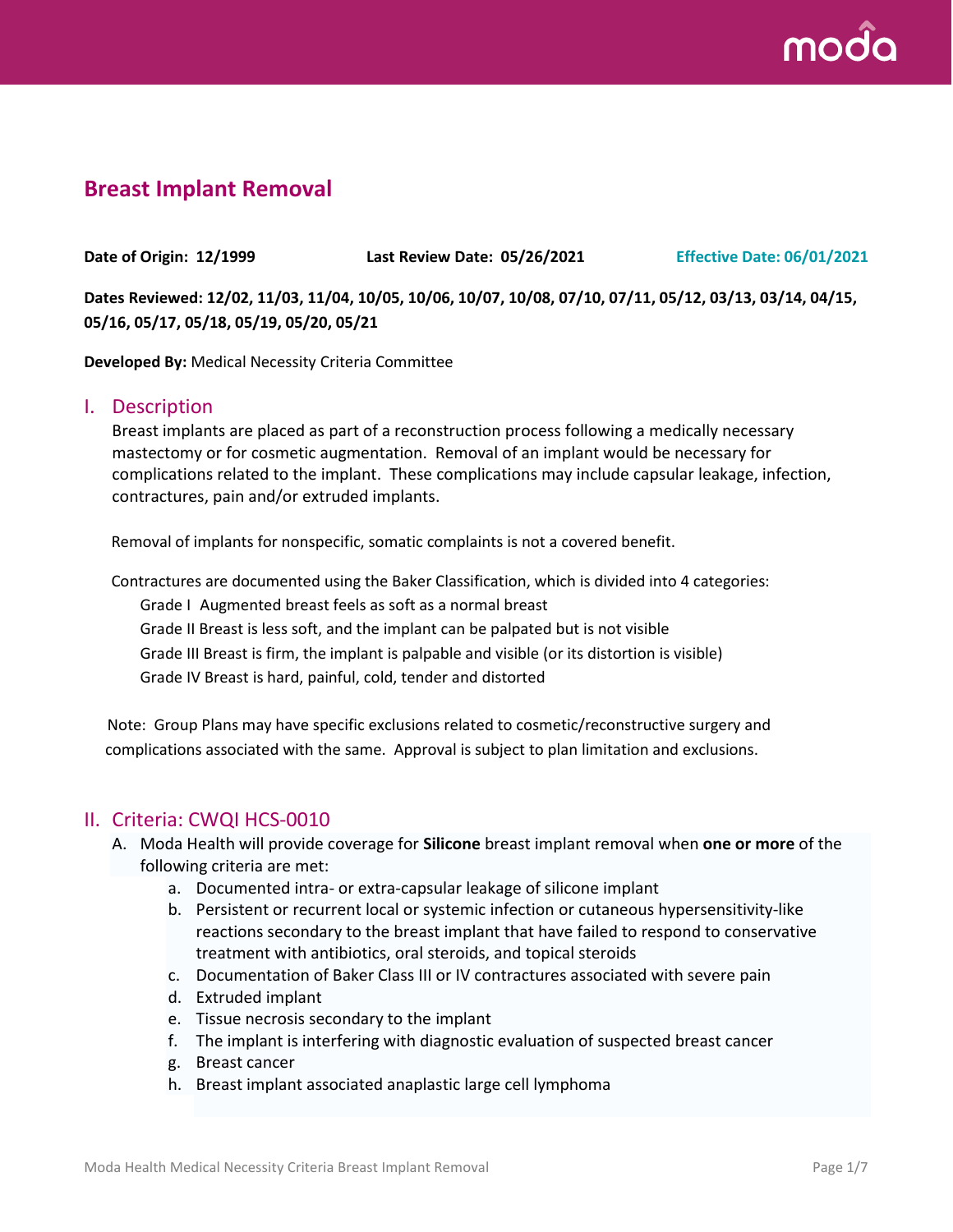# Breast Implant Removal

**Date of Origin: 12/1999** **Last Review Date: 05/26/2021** **Effective Date: 06/01/2021**

**Dates Reviewed: 12/02, 11/03, 11/04, 10/05, 10/06, 10/07, 10/08, 07/10, 07/11, 05/12, 03/13, 03/14, 04/15, 05/16, 05/17, 05/18, 05/19, 05/20, 05/21**

**Developed By:** Medical Necessity Criteria Committee

## I. Description

Breast implants are placed as part of a reconstruction process following a medically necessary mastectomy or for cosmetic augmentation. Removal of an implant would be necessary for complications related to the implant. These complications may include capsular leakage, infection, contractures, pain and/or extruded implants.

Removal of implants for nonspecific, somatic complaints is not a covered benefit.

Contractures are documented using the Baker Classification, which is divided into 4 categories:

Grade I Augmented breast feels as soft as a normal breast
Grade II Breast is less soft, and the implant can be palpated but is not visible
Grade III Breast is firm, the implant is palpable and visible (or its distortion is visible)
Grade IV Breast is hard, painful, cold, tender and distorted

Note: Group Plans may have specific exclusions related to cosmetic/reconstructive surgery and complications associated with the same. Approval is subject to plan limitation and exclusions.

## II. Criteria: CWQI HCS-0010

A. Moda Health will provide coverage for **Silicone** breast implant removal when **one or more** of the following criteria are met:

  a. Documented intra- or extra-capsular leakage of silicone implant
  b. Persistent or recurrent local or systemic infection or cutaneous hypersensitivity-like reactions secondary to the breast implant that have failed to respond to conservative treatment with antibiotics, oral steroids, and topical steroids
  c. Documentation of Baker Class III or IV contractures associated with severe pain
  d. Extruded implant
  e. Tissue necrosis secondary to the implant
  f. The implant is interfering with diagnostic evaluation of suspected breast cancer
  g. Breast cancer
  h. Breast implant associated anaplastic large cell lymphoma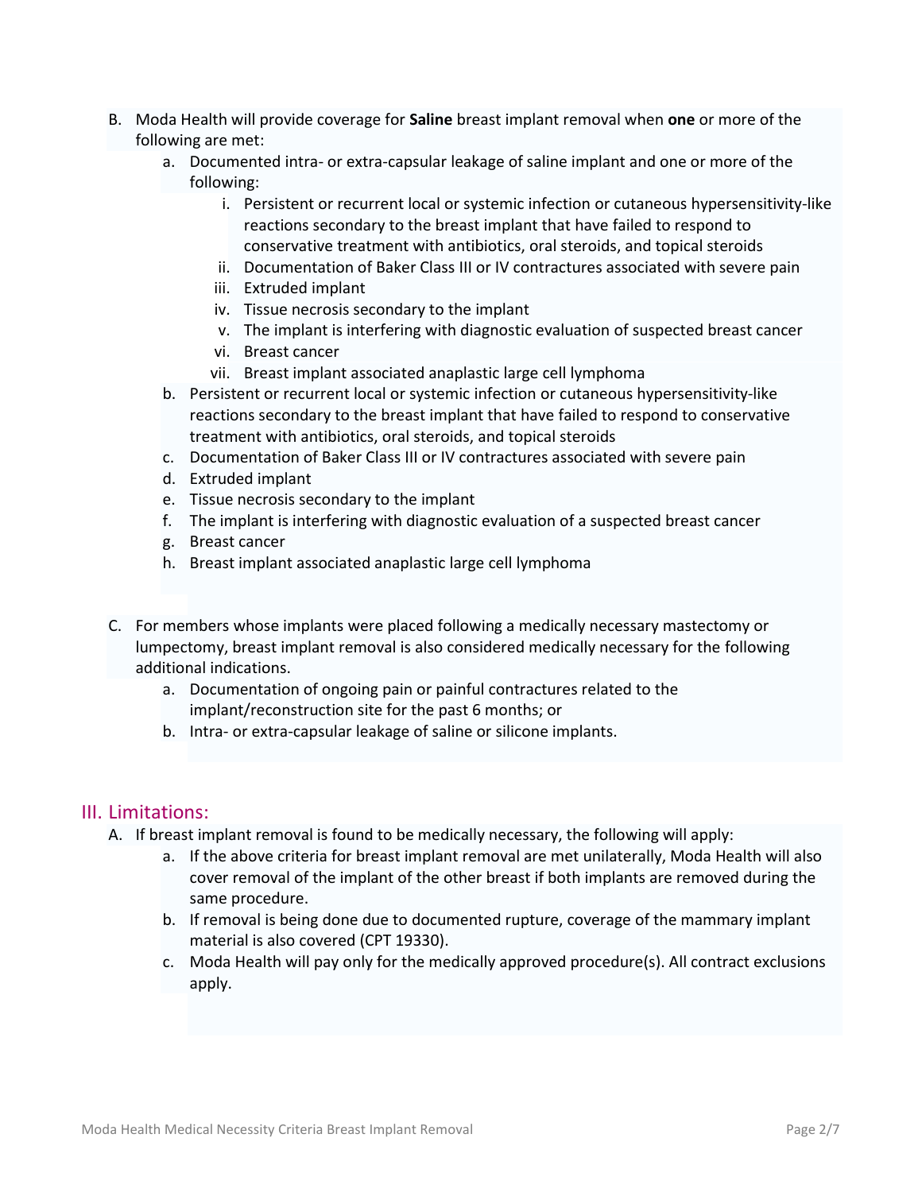B. Moda Health will provide coverage for **Saline** breast implant removal when **one** or more of the following are met:

   a. Documented intra- or extra-capsular leakage of saline implant and one or more of the following:

      i. Persistent or recurrent local or systemic infection or cutaneous hypersensitivity-like reactions secondary to the breast implant that have failed to respond to conservative treatment with antibiotics, oral steroids, and topical steroids

      ii. Documentation of Baker Class III or IV contractures associated with severe pain

      iii. Extruded implant

      iv. Tissue necrosis secondary to the implant

      v. The implant is interfering with diagnostic evaluation of suspected breast cancer

      vi. Breast cancer

      vii. Breast implant associated anaplastic large cell lymphoma

   b. Persistent or recurrent local or systemic infection or cutaneous hypersensitivity-like reactions secondary to the breast implant that have failed to respond to conservative treatment with antibiotics, oral steroids, and topical steroids

   c. Documentation of Baker Class III or IV contractures associated with severe pain

   d. Extruded implant

   e. Tissue necrosis secondary to the implant

   f. The implant is interfering with diagnostic evaluation of a suspected breast cancer

   g. Breast cancer

   h. Breast implant associated anaplastic large cell lymphoma

C. For members whose implants were placed following a medically necessary mastectomy or lumpectomy, breast implant removal is also considered medically necessary for the following additional indications.

   a. Documentation of ongoing pain or painful contractures related to the implant/reconstruction site for the past 6 months; or

   b. Intra- or extra-capsular leakage of saline or silicone implants.

## III. Limitations:

A. If breast implant removal is found to be medically necessary, the following will apply:

   a. If the above criteria for breast implant removal are met unilaterally, Moda Health will also cover removal of the implant of the other breast if both implants are removed during the same procedure.

   b. If removal is being done due to documented rupture, coverage of the mammary implant material is also covered (CPT 19330).

   c. Moda Health will pay only for the medically approved procedure(s). All contract exclusions apply.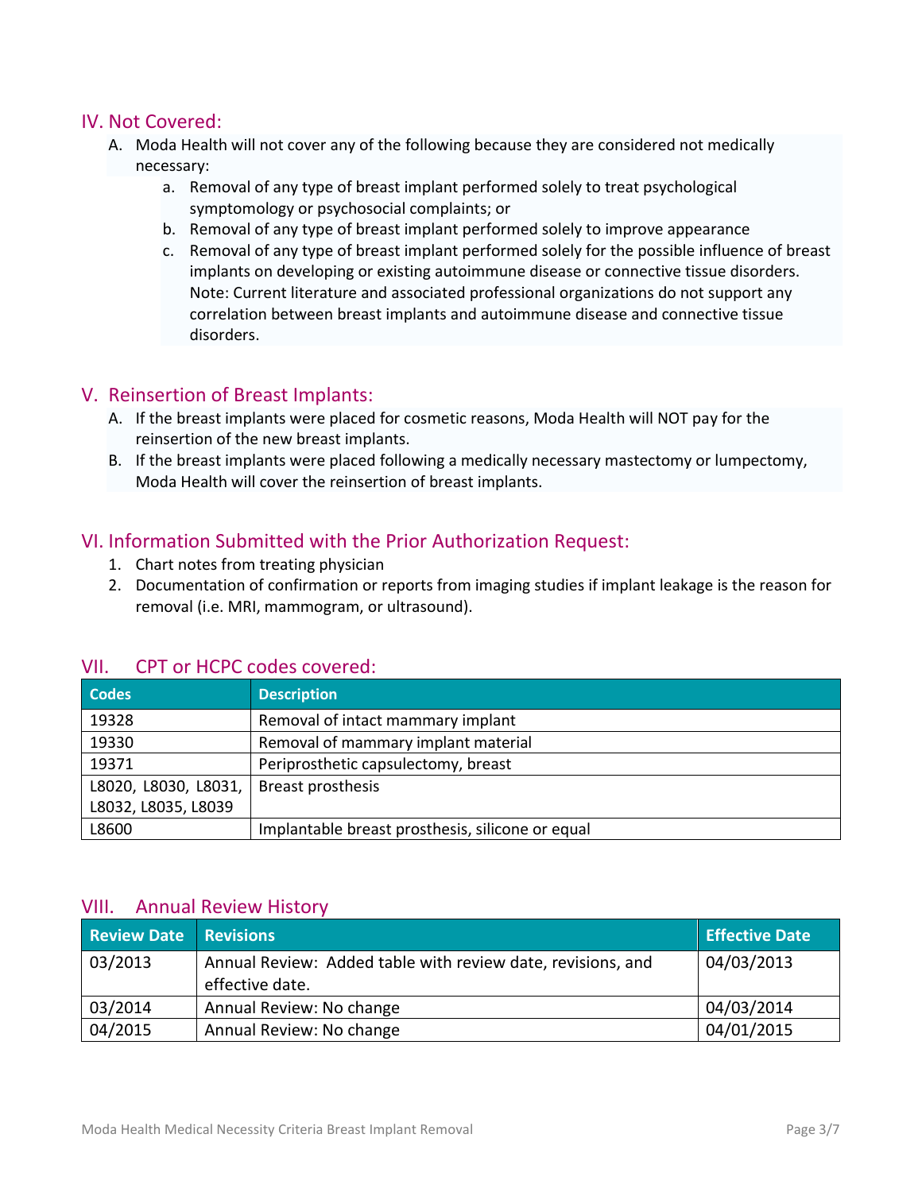## IV. Not Covered:

A. Moda Health will not cover any of the following because they are considered not medically necessary:

   a. Removal of any type of breast implant performed solely to treat psychological symptomology or psychosocial complaints; or
   b. Removal of any type of breast implant performed solely to improve appearance
   c. Removal of any type of breast implant performed solely for the possible influence of breast implants on developing or existing autoimmune disease or connective tissue disorders. Note: Current literature and associated professional organizations do not support any correlation between breast implants and autoimmune disease and connective tissue disorders.

## V. Reinsertion of Breast Implants:

A. If the breast implants were placed for cosmetic reasons, Moda Health will NOT pay for the reinsertion of the new breast implants.

B. If the breast implants were placed following a medically necessary mastectomy or lumpectomy, Moda Health will cover the reinsertion of breast implants.

## VI. Information Submitted with the Prior Authorization Request:

1. Chart notes from treating physician
2. Documentation of confirmation or reports from imaging studies if implant leakage is the reason for removal (i.e. MRI, mammogram, or ultrasound).

## VII. CPT or HCPC codes covered:

| Codes | Description |
|---|---|
| 19328 | Removal of intact mammary implant |
| 19330 | Removal of mammary implant material |
| 19371 | Periprosthetic capsulectomy, breast |
| L8020, L8030, L8031, L8032, L8035, L8039 | Breast prosthesis |
| L8600 | Implantable breast prosthesis, silicone or equal |

## VIII. Annual Review History

| Review Date | Revisions | Effective Date |
|---|---|---|
| 03/2013 | Annual Review: Added table with review date, revisions, and effective date. | 04/03/2013 |
| 03/2014 | Annual Review: No change | 04/03/2014 |
| 04/2015 | Annual Review: No change | 04/01/2015 |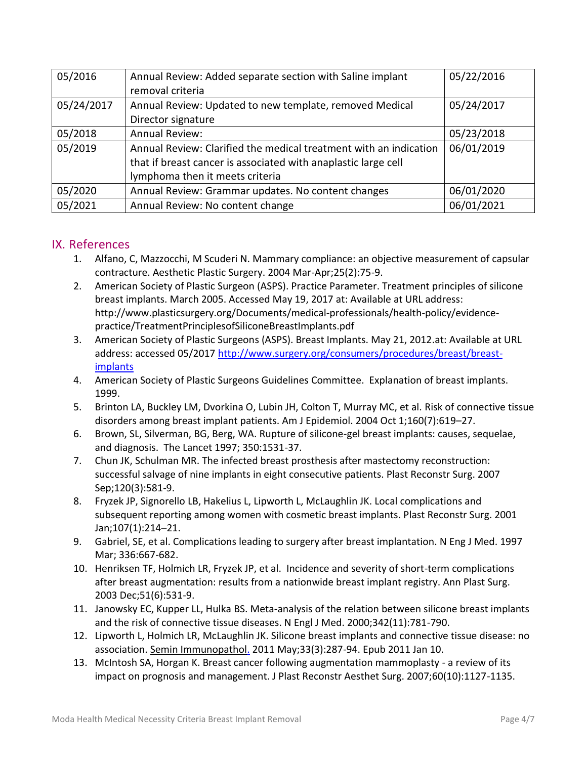| | | |
|---|---|---|
| 05/2016 | Annual Review: Added separate section with Saline implant removal criteria | 05/22/2016 |
| 05/24/2017 | Annual Review: Updated to new template, removed Medical Director signature | 05/24/2017 |
| 05/2018 | Annual Review: | 05/23/2018 |
| 05/2019 | Annual Review: Clarified the medical treatment with an indication that if breast cancer is associated with anaplastic large cell lymphoma then it meets criteria | 06/01/2019 |
| 05/2020 | Annual Review: Grammar updates. No content changes | 06/01/2020 |
| 05/2021 | Annual Review: No content change | 06/01/2021 |

## IX. References

1. Alfano, C, Mazzocchi, M Scuderi N. Mammary compliance: an objective measurement of capsular contracture. Aesthetic Plastic Surgery. 2004 Mar-Apr;25(2):75-9.
2. American Society of Plastic Surgeon (ASPS). Practice Parameter. Treatment principles of silicone breast implants. March 2005. Accessed May 19, 2017 at: Available at URL address: http://www.plasticsurgery.org/Documents/medical-professionals/health-policy/evidence-practice/TreatmentPrinciplesofSiliconeBreastImplants.pdf
3. American Society of Plastic Surgeons (ASPS). Breast Implants. May 21, 2012.at: Available at URL address: accessed 05/2017 [http://www.surgery.org/consumers/procedures/breast/breast-implants](http://www.surgery.org/consumers/procedures/breast/breast-implants)
4. American Society of Plastic Surgeons Guidelines Committee. Explanation of breast implants. 1999.
5. Brinton LA, Buckley LM, Dvorkina O, Lubin JH, Colton T, Murray MC, et al. Risk of connective tissue disorders among breast implant patients. Am J Epidemiol. 2004 Oct 1;160(7):619–27.
6. Brown, SL, Silverman, BG, Berg, WA. Rupture of silicone-gel breast implants: causes, sequelae, and diagnosis. The Lancet 1997; 350:1531-37.
7. Chun JK, Schulman MR. The infected breast prosthesis after mastectomy reconstruction: successful salvage of nine implants in eight consecutive patients. Plast Reconstr Surg. 2007 Sep;120(3):581-9.
8. Fryzek JP, Signorello LB, Hakelius L, Lipworth L, McLaughlin JK. Local complications and subsequent reporting among women with cosmetic breast implants. Plast Reconstr Surg. 2001 Jan;107(1):214–21.
9. Gabriel, SE, et al. Complications leading to surgery after breast implantation. N Eng J Med. 1997 Mar; 336:667-682.
10. Henriksen TF, Holmich LR, Fryzek JP, et al. Incidence and severity of short-term complications after breast augmentation: results from a nationwide breast implant registry. Ann Plast Surg. 2003 Dec;51(6):531-9.
11. Janowsky EC, Kupper LL, Hulka BS. Meta-analysis of the relation between silicone breast implants and the risk of connective tissue diseases. N Engl J Med. 2000;342(11):781-790.
12. Lipworth L, Holmich LR, McLaughlin JK. Silicone breast implants and connective tissue disease: no association. Semin Immunopathol. 2011 May;33(3):287-94. Epub 2011 Jan 10.
13. McIntosh SA, Horgan K. Breast cancer following augmentation mammoplasty - a review of its impact on prognosis and management. J Plast Reconstr Aesthet Surg. 2007;60(10):1127-1135.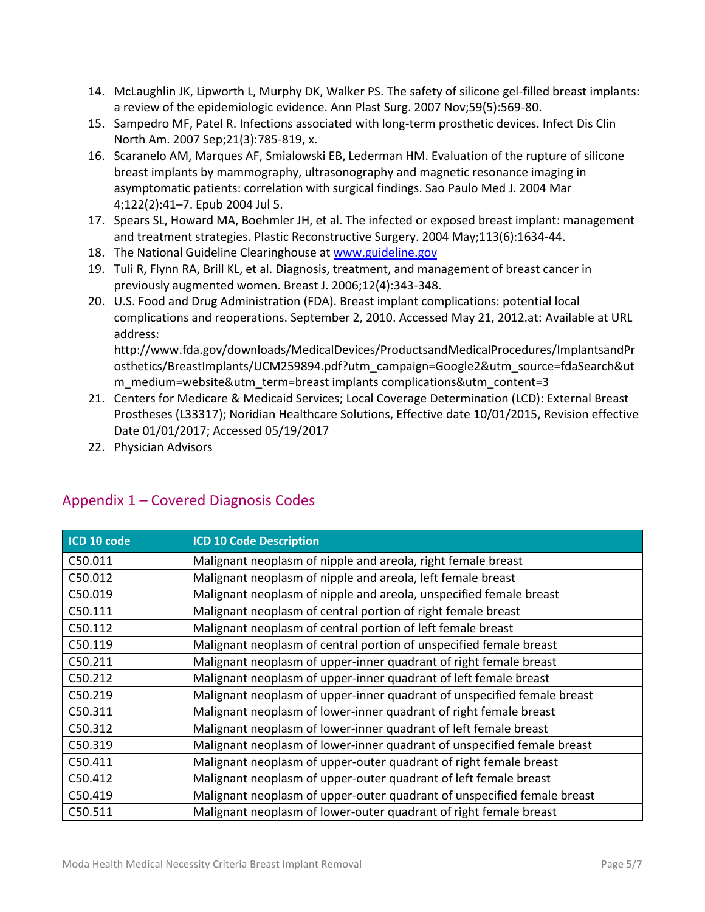14. McLaughlin JK, Lipworth L, Murphy DK, Walker PS. The safety of silicone gel-filled breast implants: a review of the epidemiologic evidence. Ann Plast Surg. 2007 Nov;59(5):569-80.
15. Sampedro MF, Patel R. Infections associated with long-term prosthetic devices. Infect Dis Clin North Am. 2007 Sep;21(3):785-819, x.
16. Scaranelo AM, Marques AF, Smialowski EB, Lederman HM. Evaluation of the rupture of silicone breast implants by mammography, ultrasonography and magnetic resonance imaging in asymptomatic patients: correlation with surgical findings. Sao Paulo Med J. 2004 Mar 4;122(2):41–7. Epub 2004 Jul 5.
17. Spears SL, Howard MA, Boehmler JH, et al. The infected or exposed breast implant: management and treatment strategies. Plastic Reconstructive Surgery. 2004 May;113(6):1634-44.
18. The National Guideline Clearinghouse at [www.guideline.gov](www.guideline.gov)
19. Tuli R, Flynn RA, Brill KL, et al. Diagnosis, treatment, and management of breast cancer in previously augmented women. Breast J. 2006;12(4):343-348.
20. U.S. Food and Drug Administration (FDA). Breast implant complications: potential local complications and reoperations. September 2, 2010. Accessed May 21, 2012.at: Available at URL address: http://www.fda.gov/downloads/MedicalDevices/ProductsandMedicalProcedures/ImplantsandProsthetics/BreastImplants/UCM259894.pdf?utm_campaign=Google2&utm_source=fdaSearch&utm_medium=website&utm_term=breast implants complications&utm_content=3
21. Centers for Medicare & Medicaid Services; Local Coverage Determination (LCD): External Breast Prostheses (L33317); Noridian Healthcare Solutions, Effective date 10/01/2015, Revision effective Date 01/01/2017; Accessed 05/19/2017
22. Physician Advisors

## Appendix 1 – Covered Diagnosis Codes

| ICD 10 code | ICD 10 Code Description |
|---|---|
| C50.011 | Malignant neoplasm of nipple and areola, right female breast |
| C50.012 | Malignant neoplasm of nipple and areola, left female breast |
| C50.019 | Malignant neoplasm of nipple and areola, unspecified female breast |
| C50.111 | Malignant neoplasm of central portion of right female breast |
| C50.112 | Malignant neoplasm of central portion of left female breast |
| C50.119 | Malignant neoplasm of central portion of unspecified female breast |
| C50.211 | Malignant neoplasm of upper-inner quadrant of right female breast |
| C50.212 | Malignant neoplasm of upper-inner quadrant of left female breast |
| C50.219 | Malignant neoplasm of upper-inner quadrant of unspecified female breast |
| C50.311 | Malignant neoplasm of lower-inner quadrant of right female breast |
| C50.312 | Malignant neoplasm of lower-inner quadrant of left female breast |
| C50.319 | Malignant neoplasm of lower-inner quadrant of unspecified female breast |
| C50.411 | Malignant neoplasm of upper-outer quadrant of right female breast |
| C50.412 | Malignant neoplasm of upper-outer quadrant of left female breast |
| C50.419 | Malignant neoplasm of upper-outer quadrant of unspecified female breast |
| C50.511 | Malignant neoplasm of lower-outer quadrant of right female breast |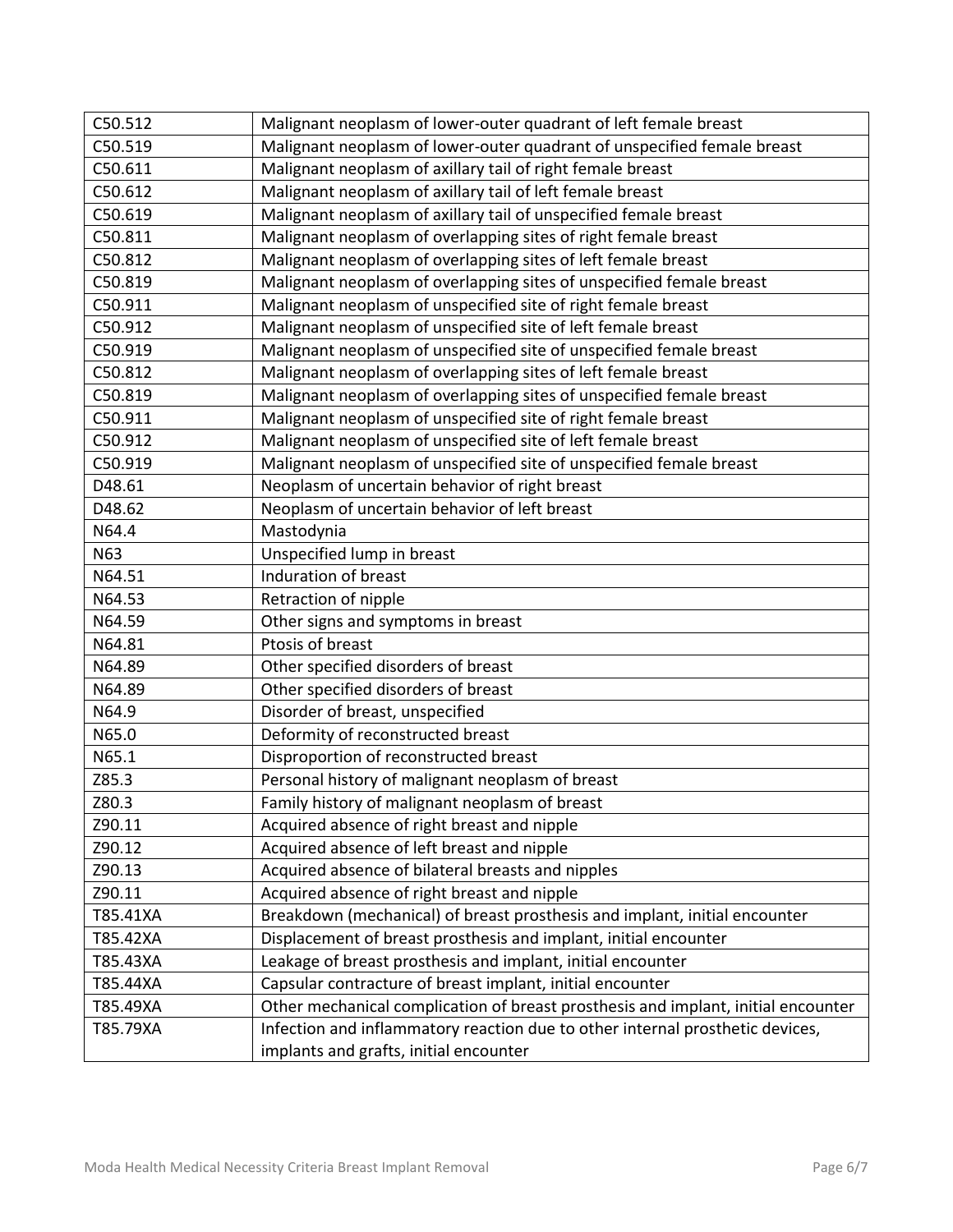| | |
|---|---|
| C50.512 | Malignant neoplasm of lower-outer quadrant of left female breast |
| C50.519 | Malignant neoplasm of lower-outer quadrant of unspecified female breast |
| C50.611 | Malignant neoplasm of axillary tail of right female breast |
| C50.612 | Malignant neoplasm of axillary tail of left female breast |
| C50.619 | Malignant neoplasm of axillary tail of unspecified female breast |
| C50.811 | Malignant neoplasm of overlapping sites of right female breast |
| C50.812 | Malignant neoplasm of overlapping sites of left female breast |
| C50.819 | Malignant neoplasm of overlapping sites of unspecified female breast |
| C50.911 | Malignant neoplasm of unspecified site of right female breast |
| C50.912 | Malignant neoplasm of unspecified site of left female breast |
| C50.919 | Malignant neoplasm of unspecified site of unspecified female breast |
| C50.812 | Malignant neoplasm of overlapping sites of left female breast |
| C50.819 | Malignant neoplasm of overlapping sites of unspecified female breast |
| C50.911 | Malignant neoplasm of unspecified site of right female breast |
| C50.912 | Malignant neoplasm of unspecified site of left female breast |
| C50.919 | Malignant neoplasm of unspecified site of unspecified female breast |
| D48.61 | Neoplasm of uncertain behavior of right breast |
| D48.62 | Neoplasm of uncertain behavior of left breast |
| N64.4 | Mastodynia |
| N63 | Unspecified lump in breast |
| N64.51 | Induration of breast |
| N64.53 | Retraction of nipple |
| N64.59 | Other signs and symptoms in breast |
| N64.81 | Ptosis of breast |
| N64.89 | Other specified disorders of breast |
| N64.89 | Other specified disorders of breast |
| N64.9 | Disorder of breast, unspecified |
| N65.0 | Deformity of reconstructed breast |
| N65.1 | Disproportion of reconstructed breast |
| Z85.3 | Personal history of malignant neoplasm of breast |
| Z80.3 | Family history of malignant neoplasm of breast |
| Z90.11 | Acquired absence of right breast and nipple |
| Z90.12 | Acquired absence of left breast and nipple |
| Z90.13 | Acquired absence of bilateral breasts and nipples |
| Z90.11 | Acquired absence of right breast and nipple |
| T85.41XA | Breakdown (mechanical) of breast prosthesis and implant, initial encounter |
| T85.42XA | Displacement of breast prosthesis and implant, initial encounter |
| T85.43XA | Leakage of breast prosthesis and implant, initial encounter |
| T85.44XA | Capsular contracture of breast implant, initial encounter |
| T85.49XA | Other mechanical complication of breast prosthesis and implant, initial encounter |
| T85.79XA | Infection and inflammatory reaction due to other internal prosthetic devices, implants and grafts, initial encounter |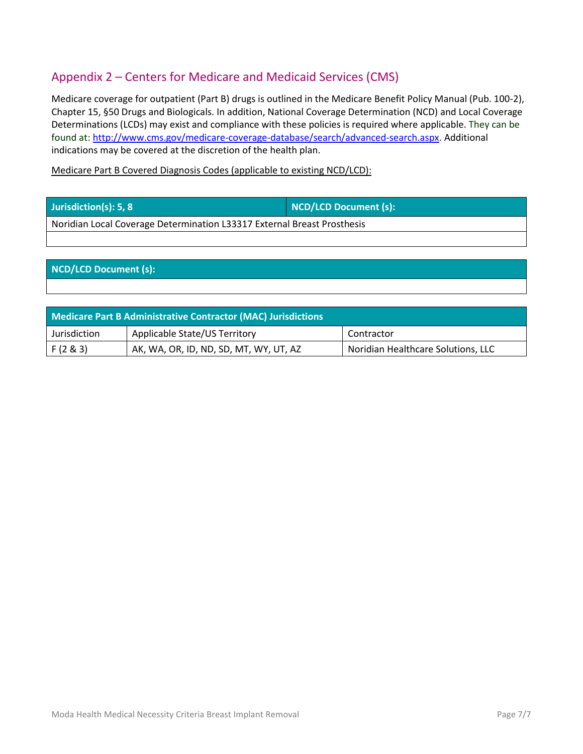## Appendix 2 – Centers for Medicare and Medicaid Services (CMS)

Medicare coverage for outpatient (Part B) drugs is outlined in the Medicare Benefit Policy Manual (Pub. 100-2), Chapter 15, §50 Drugs and Biologicals. In addition, National Coverage Determination (NCD) and Local Coverage Determinations (LCDs) may exist and compliance with these policies is required where applicable. They can be found at: [http://www.cms.gov/medicare-coverage-database/search/advanced-search.aspx](http://www.cms.gov/medicare-coverage-database/search/advanced-search.aspx). Additional indications may be covered at the discretion of the health plan.

Medicare Part B Covered Diagnosis Codes (applicable to existing NCD/LCD):

| Jurisdiction(s): 5, 8 | NCD/LCD Document (s): |
|---|---|
| Noridian Local Coverage Determination L33317 External Breast Prosthesis | |
| | |

| NCD/LCD Document (s): |
|---|
| |

| Medicare Part B Administrative Contractor (MAC) Jurisdictions | | |
|---|---|---|
| Jurisdiction | Applicable State/US Territory | Contractor |
| F (2 & 3) | AK, WA, OR, ID, ND, SD, MT, WY, UT, AZ | Noridian Healthcare Solutions, LLC |